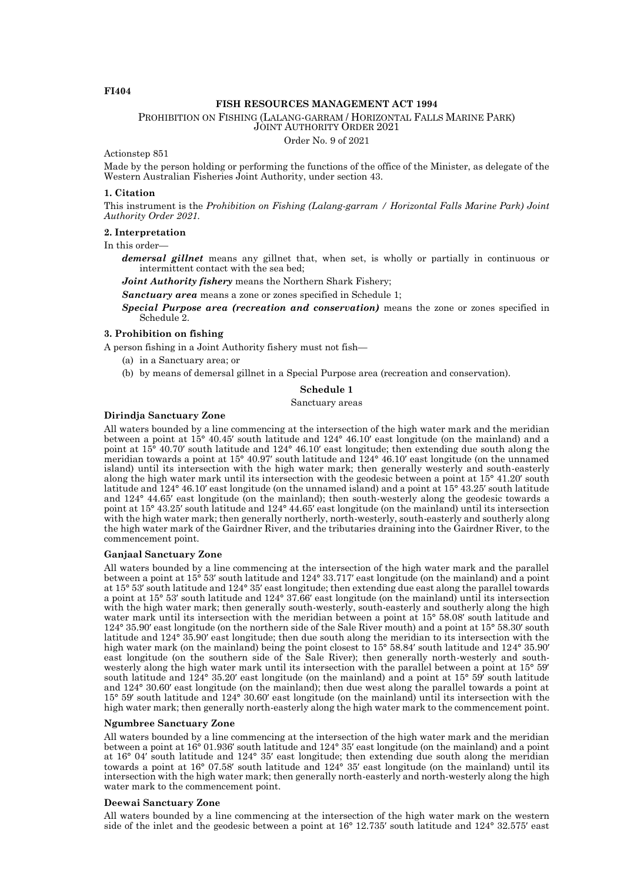**FI404**

**FISH RESOURCES MANAGEMENT ACT 1994**

PROHIBITION ON FISHING (LALANG-GARRAM / HORIZONTAL FALLS MARINE PARK) JOINT AUTHORITY ORDER 2021

Order No. 9 of 2021

Actionstep 851

Made by the person holding or performing the functions of the office of the Minister, as delegate of the Western Australian Fisheries Joint Authority, under section 43.

**1. Citation**

This instrument is the *Prohibition on Fishing (Lalang-garram / Horizontal Falls Marine Park) Joint Authority Order 2021*.

**2. Interpretation**

In this order—

***demersal gillnet*** means any gillnet that, when set, is wholly or partially in continuous or intermittent contact with the sea bed;

***Joint Authority fishery*** means the Northern Shark Fishery;

***Sanctuary area*** means a zone or zones specified in Schedule 1;

***Special Purpose area (recreation and conservation)*** means the zone or zones specified in Schedule 2.

**3. Prohibition on fishing**

A person fishing in a Joint Authority fishery must not fish—

(a) in a Sanctuary area; or

(b) by means of demersal gillnet in a Special Purpose area (recreation and conservation).

**Schedule 1**

Sanctuary areas

**Dirindja Sanctuary Zone**

All waters bounded by a line commencing at the intersection of the high water mark and the meridian between a point at 15° 40.45′ south latitude and 124° 46.10′ east longitude (on the mainland) and a point at 15° 40.70′ south latitude and 124° 46.10′ east longitude; then extending due south along the meridian towards a point at 15° 40.97′ south latitude and 124° 46.10′ east longitude (on the unnamed island) until its intersection with the high water mark; then generally westerly and south-easterly along the high water mark until its intersection with the geodesic between a point at 15° 41.20′ south latitude and 124° 46.10′ east longitude (on the unnamed island) and a point at 15° 43.25′ south latitude and 124° 44.65′ east longitude (on the mainland); then south-westerly along the geodesic towards a point at 15° 43.25′ south latitude and 124° 44.65′ east longitude (on the mainland) until its intersection with the high water mark; then generally northerly, north-westerly, south-easterly and southerly along the high water mark of the Gairdner River, and the tributaries draining into the Gairdner River, to the commencement point.

**Ganjaal Sanctuary Zone**

All waters bounded by a line commencing at the intersection of the high water mark and the parallel between a point at 15° 53′ south latitude and 124° 33.717′ east longitude (on the mainland) and a point at 15° 53′ south latitude and 124° 35′ east longitude; then extending due east along the parallel towards a point at 15° 53′ south latitude and 124° 37.66′ east longitude (on the mainland) until its intersection with the high water mark; then generally south-westerly, south-easterly and southerly along the high water mark until its intersection with the meridian between a point at 15° 58.08′ south latitude and 124° 35.90′ east longitude (on the northern side of the Sale River mouth) and a point at 15° 58.30′ south latitude and 124° 35.90′ east longitude; then due south along the meridian to its intersection with the high water mark (on the mainland) being the point closest to 15° 58.84′ south latitude and 124° 35.90′ east longitude (on the southern side of the Sale River); then generally north-westerly and south-westerly along the high water mark until its intersection with the parallel between a point at 15° 59′ south latitude and 124° 35.20′ east longitude (on the mainland) and a point at 15° 59′ south latitude and 124° 30.60′ east longitude (on the mainland); then due west along the parallel towards a point at 15° 59′ south latitude and 124° 30.60′ east longitude (on the mainland) until its intersection with the high water mark; then generally north-easterly along the high water mark to the commencement point.

**Ngumbree Sanctuary Zone**

All waters bounded by a line commencing at the intersection of the high water mark and the meridian between a point at 16° 01.936′ south latitude and 124° 35′ east longitude (on the mainland) and a point at 16° 04′ south latitude and 124° 35′ east longitude; then extending due south along the meridian towards a point at 16° 07.58′ south latitude and 124° 35′ east longitude (on the mainland) until its intersection with the high water mark; then generally north-easterly and north-westerly along the high water mark to the commencement point.

**Deewai Sanctuary Zone**

All waters bounded by a line commencing at the intersection of the high water mark on the western side of the inlet and the geodesic between a point at 16° 12.735′ south latitude and 124° 32.575′ east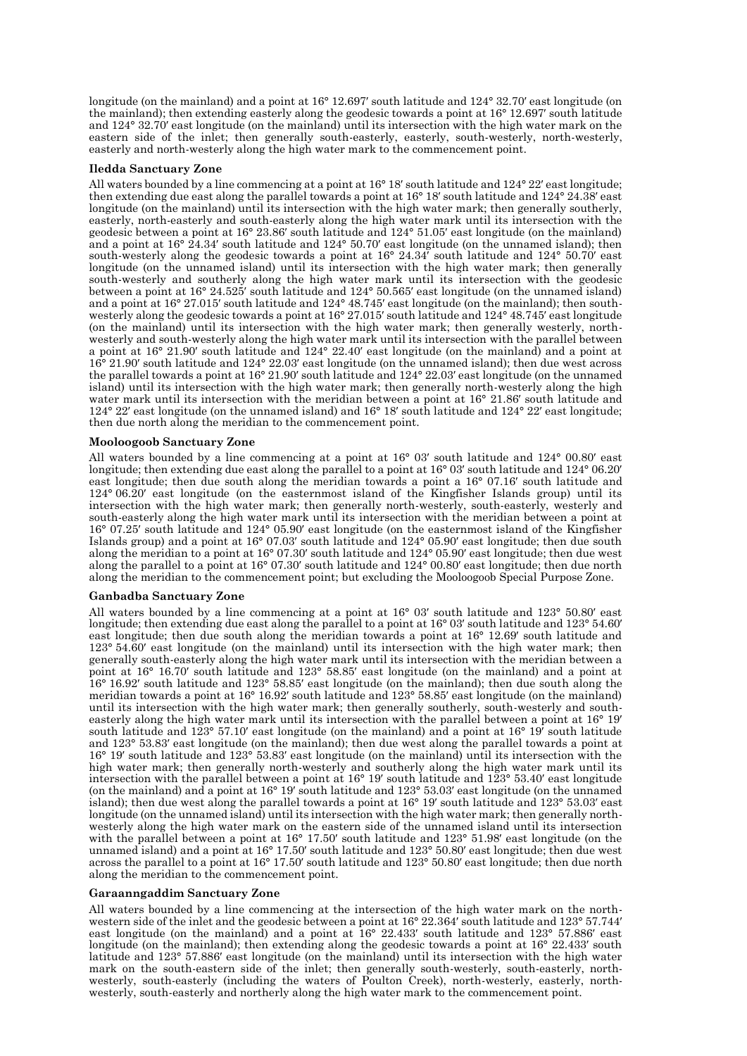longitude (on the mainland) and a point at 16° 12.697′ south latitude and 124° 32.70′ east longitude (on the mainland); then extending easterly along the geodesic towards a point at 16° 12.697′ south latitude and 124° 32.70′ east longitude (on the mainland) until its intersection with the high water mark on the eastern side of the inlet; then generally south-easterly, easterly, south-westerly, north-westerly, easterly and north-westerly along the high water mark to the commencement point.

**Iledda Sanctuary Zone**

All waters bounded by a line commencing at a point at 16° 18′ south latitude and 124° 22′ east longitude; then extending due east along the parallel towards a point at 16° 18′ south latitude and 124° 24.38′ east longitude (on the mainland) until its intersection with the high water mark; then generally southerly, easterly, north-easterly and south-easterly along the high water mark until its intersection with the geodesic between a point at 16° 23.86′ south latitude and 124° 51.05′ east longitude (on the mainland) and a point at 16° 24.34′ south latitude and 124° 50.70′ east longitude (on the unnamed island); then south-westerly along the geodesic towards a point at 16° 24.34′ south latitude and 124° 50.70′ east longitude (on the unnamed island) until its intersection with the high water mark; then generally south-westerly and southerly along the high water mark until its intersection with the geodesic between a point at 16° 24.525′ south latitude and 124° 50.565′ east longitude (on the unnamed island) and a point at 16° 27.015′ south latitude and 124° 48.745′ east longitude (on the mainland); then south-westerly along the geodesic towards a point at 16° 27.015′ south latitude and 124° 48.745′ east longitude (on the mainland) until its intersection with the high water mark; then generally westerly, north-westerly and south-westerly along the high water mark until its intersection with the parallel between a point at 16° 21.90′ south latitude and 124° 22.40′ east longitude (on the mainland) and a point at 16° 21.90′ south latitude and 124° 22.03′ east longitude (on the unnamed island); then due west across the parallel towards a point at 16° 21.90′ south latitude and 124° 22.03′ east longitude (on the unnamed island) until its intersection with the high water mark; then generally north-westerly along the high water mark until its intersection with the meridian between a point at 16° 21.86′ south latitude and 124° 22′ east longitude (on the unnamed island) and 16° 18′ south latitude and 124° 22′ east longitude; then due north along the meridian to the commencement point.

**Mooloogoob Sanctuary Zone**

All waters bounded by a line commencing at a point at 16° 03′ south latitude and 124° 00.80′ east longitude; then extending due east along the parallel to a point at 16° 03′ south latitude and 124° 06.20′ east longitude; then due south along the meridian towards a point a 16° 07.16′ south latitude and 124° 06.20′ east longitude (on the easternmost island of the Kingfisher Islands group) until its intersection with the high water mark; then generally north-westerly, south-easterly, westerly and south-easterly along the high water mark until its intersection with the meridian between a point at 16° 07.25′ south latitude and 124° 05.90′ east longitude (on the easternmost island of the Kingfisher Islands group) and a point at 16° 07.03′ south latitude and 124° 05.90′ east longitude; then due south along the meridian to a point at 16° 07.30′ south latitude and 124° 05.90′ east longitude; then due west along the parallel to a point at 16° 07.30′ south latitude and 124° 00.80′ east longitude; then due north along the meridian to the commencement point; but excluding the Mooloogoob Special Purpose Zone.

**Ganbadba Sanctuary Zone**

All waters bounded by a line commencing at a point at 16° 03′ south latitude and 123° 50.80′ east longitude; then extending due east along the parallel to a point at 16° 03′ south latitude and 123° 54.60′ east longitude; then due south along the meridian towards a point at 16° 12.69′ south latitude and 123° 54.60′ east longitude (on the mainland) until its intersection with the high water mark; then generally south-easterly along the high water mark until its intersection with the meridian between a point at 16° 16.70′ south latitude and 123° 58.85′ east longitude (on the mainland) and a point at 16° 16.92′ south latitude and 123° 58.85′ east longitude (on the mainland); then due south along the meridian towards a point at 16° 16.92′ south latitude and 123° 58.85′ east longitude (on the mainland) until its intersection with the high water mark; then generally southerly, south-westerly and south-easterly along the high water mark until its intersection with the parallel between a point at 16° 19′ south latitude and 123° 57.10′ east longitude (on the mainland) and a point at 16° 19′ south latitude and 123° 53.83′ east longitude (on the mainland); then due west along the parallel towards a point at 16° 19′ south latitude and 123° 53.83′ east longitude (on the mainland) until its intersection with the high water mark; then generally north-westerly and southerly along the high water mark until its intersection with the parallel between a point at 16° 19′ south latitude and 123° 53.40′ east longitude (on the mainland) and a point at 16° 19′ south latitude and 123° 53.03′ east longitude (on the unnamed island); then due west along the parallel towards a point at 16° 19′ south latitude and 123° 53.03′ east longitude (on the unnamed island) until its intersection with the high water mark; then generally north-westerly along the high water mark on the eastern side of the unnamed island until its intersection with the parallel between a point at 16° 17.50′ south latitude and 123° 51.98′ east longitude (on the unnamed island) and a point at 16° 17.50′ south latitude and 123° 50.80′ east longitude; then due west across the parallel to a point at 16° 17.50′ south latitude and 123° 50.80′ east longitude; then due north along the meridian to the commencement point.

**Garaanngaddim Sanctuary Zone**

All waters bounded by a line commencing at the intersection of the high water mark on the north-western side of the inlet and the geodesic between a point at 16° 22.364′ south latitude and 123° 57.744′ east longitude (on the mainland) and a point at 16° 22.433′ south latitude and 123° 57.886′ east longitude (on the mainland); then extending along the geodesic towards a point at 16° 22.433′ south latitude and 123° 57.886′ east longitude (on the mainland) until its intersection with the high water mark on the south-eastern side of the inlet; then generally south-westerly, south-easterly, north-westerly, south-easterly (including the waters of Poulton Creek), north-westerly, easterly, north-westerly, south-easterly and northerly along the high water mark to the commencement point.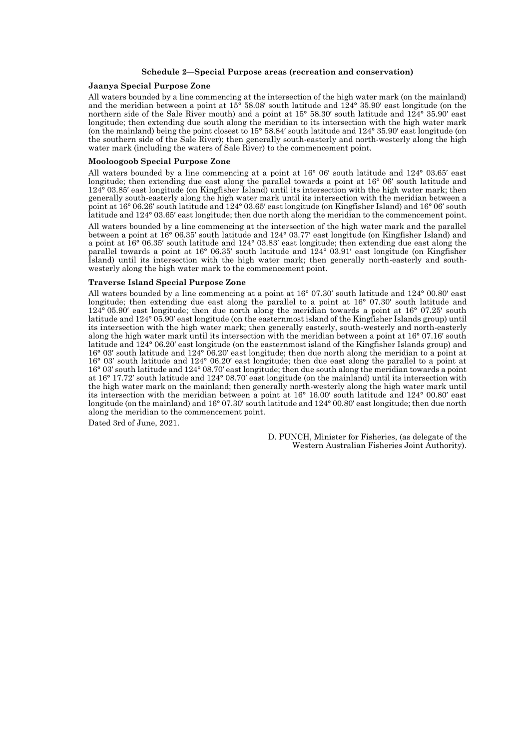## Schedule 2—Special Purpose areas (recreation and conservation)

### Jaanya Special Purpose Zone

All waters bounded by a line commencing at the intersection of the high water mark (on the mainland) and the meridian between a point at 15° 58.08′ south latitude and 124° 35.90′ east longitude (on the northern side of the Sale River mouth) and a point at 15° 58.30′ south latitude and 124° 35.90′ east longitude; then extending due south along the meridian to its intersection with the high water mark (on the mainland) being the point closest to 15° 58.84′ south latitude and 124° 35.90′ east longitude (on the southern side of the Sale River); then generally south-easterly and north-westerly along the high water mark (including the waters of Sale River) to the commencement point.

### Mooloogoob Special Purpose Zone

All waters bounded by a line commencing at a point at 16° 06′ south latitude and 124° 03.65′ east longitude; then extending due east along the parallel towards a point at 16° 06′ south latitude and 124° 03.85′ east longitude (on Kingfisher Island) until its intersection with the high water mark; then generally south-easterly along the high water mark until its intersection with the meridian between a point at 16° 06.26′ south latitude and 124° 03.65′ east longitude (on Kingfisher Island) and 16° 06′ south latitude and 124° 03.65′ east longitude; then due north along the meridian to the commencement point.

All waters bounded by a line commencing at the intersection of the high water mark and the parallel between a point at 16° 06.35′ south latitude and 124° 03.77′ east longitude (on Kingfisher Island) and a point at 16° 06.35′ south latitude and 124° 03.83′ east longitude; then extending due east along the parallel towards a point at 16° 06.35′ south latitude and 124° 03.91′ east longitude (on Kingfisher Island) until its intersection with the high water mark; then generally north-easterly and south-westerly along the high water mark to the commencement point.

### Traverse Island Special Purpose Zone

All waters bounded by a line commencing at a point at 16° 07.30′ south latitude and 124° 00.80′ east longitude; then extending due east along the parallel to a point at 16° 07.30′ south latitude and 124° 05.90′ east longitude; then due north along the meridian towards a point at 16° 07.25′ south latitude and 124° 05.90′ east longitude (on the easternmost island of the Kingfisher Islands group) until its intersection with the high water mark; then generally easterly, south-westerly and north-easterly along the high water mark until its intersection with the meridian between a point at 16° 07.16′ south latitude and 124° 06.20′ east longitude (on the easternmost island of the Kingfisher Islands group) and 16° 03′ south latitude and 124° 06.20′ east longitude; then due north along the meridian to a point at 16° 03′ south latitude and 124° 06.20′ east longitude; then due east along the parallel to a point at 16° 03′ south latitude and 124° 08.70′ east longitude; then due south along the meridian towards a point at 16° 17.72′ south latitude and 124° 08.70′ east longitude (on the mainland) until its intersection with the high water mark on the mainland; then generally north-westerly along the high water mark until its intersection with the meridian between a point at 16° 16.00′ south latitude and 124° 00.80′ east longitude (on the mainland) and 16° 07.30′ south latitude and 124° 00.80′ east longitude; then due north along the meridian to the commencement point.

Dated 3rd of June, 2021.

D. PUNCH, Minister for Fisheries, (as delegate of the Western Australian Fisheries Joint Authority).